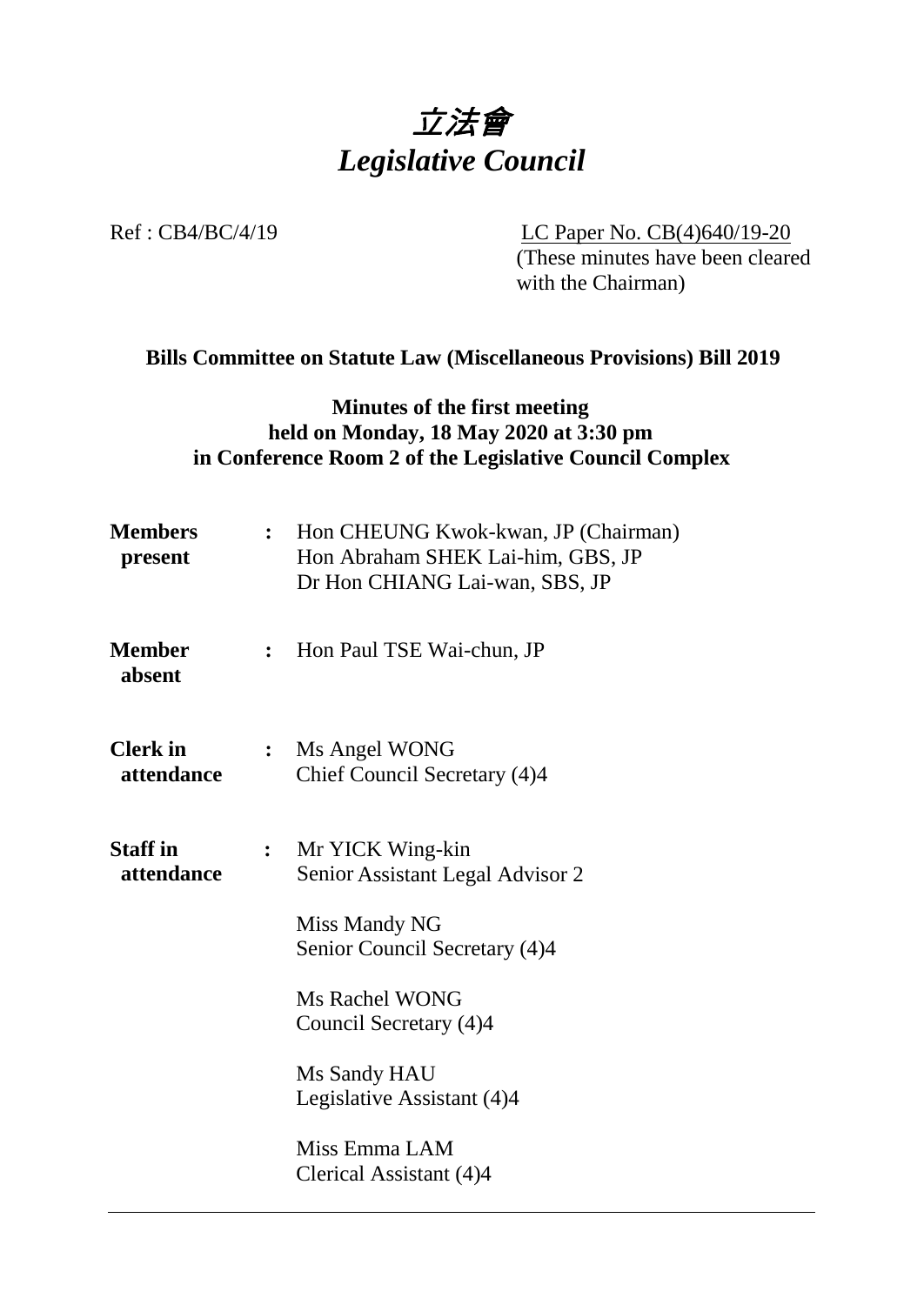# 立法會
# *Legislative Council*

Ref : CB4/BC/4/19

LC Paper No. CB(4)640/19-20
(These minutes have been cleared with the Chairman)

**Bills Committee on Statute Law (Miscellaneous Provisions) Bill 2019**

**Minutes of the first meeting**
**held on Monday, 18 May 2020 at 3:30 pm**
**in Conference Room 2 of the Legislative Council Complex**

| | | |
|---|---|---|
| **Members present** | : | Hon CHEUNG Kwok-kwan, JP (Chairman)<br>Hon Abraham SHEK Lai-him, GBS, JP<br>Dr Hon CHIANG Lai-wan, SBS, JP |
| **Member absent** | : | Hon Paul TSE Wai-chun, JP |
| **Clerk in attendance** | : | Ms Angel WONG<br>Chief Council Secretary (4)4 |
| **Staff in attendance** | : | Mr YICK Wing-kin<br>Senior Assistant Legal Advisor 2<br><br>Miss Mandy NG<br>Senior Council Secretary (4)4<br><br>Ms Rachel WONG<br>Council Secretary (4)4<br><br>Ms Sandy HAU<br>Legislative Assistant (4)4<br><br>Miss Emma LAM<br>Clerical Assistant (4)4 |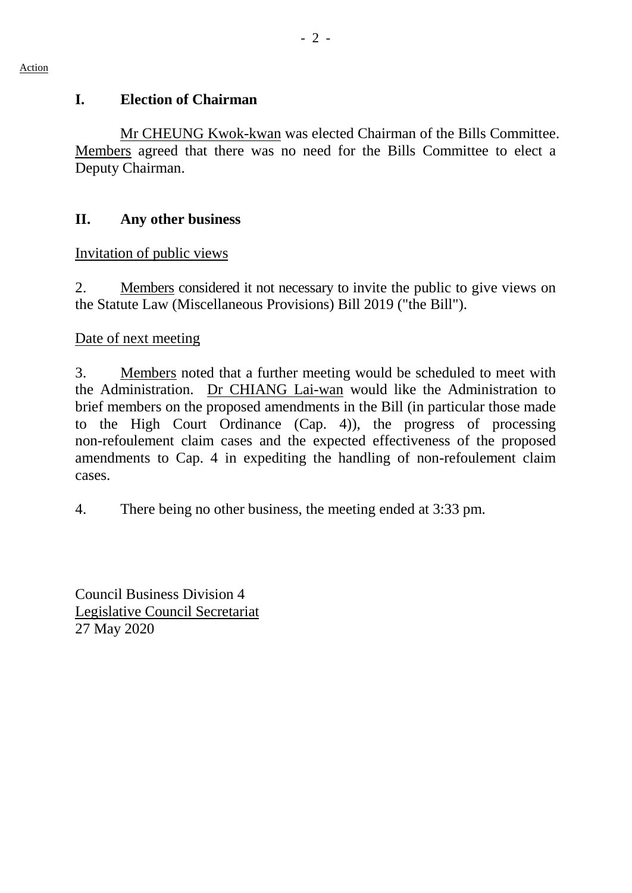Action

## I. Election of Chairman

Mr CHEUNG Kwok-kwan was elected Chairman of the Bills Committee. Members agreed that there was no need for the Bills Committee to elect a Deputy Chairman.

## II. Any other business

Invitation of public views

2. Members considered it not necessary to invite the public to give views on the Statute Law (Miscellaneous Provisions) Bill 2019 ("the Bill").

Date of next meeting

3. Members noted that a further meeting would be scheduled to meet with the Administration. Dr CHIANG Lai-wan would like the Administration to brief members on the proposed amendments in the Bill (in particular those made to the High Court Ordinance (Cap. 4)), the progress of processing non-refoulement claim cases and the expected effectiveness of the proposed amendments to Cap. 4 in expediting the handling of non-refoulement claim cases.

4. There being no other business, the meeting ended at 3:33 pm.

Council Business Division 4
Legislative Council Secretariat
27 May 2020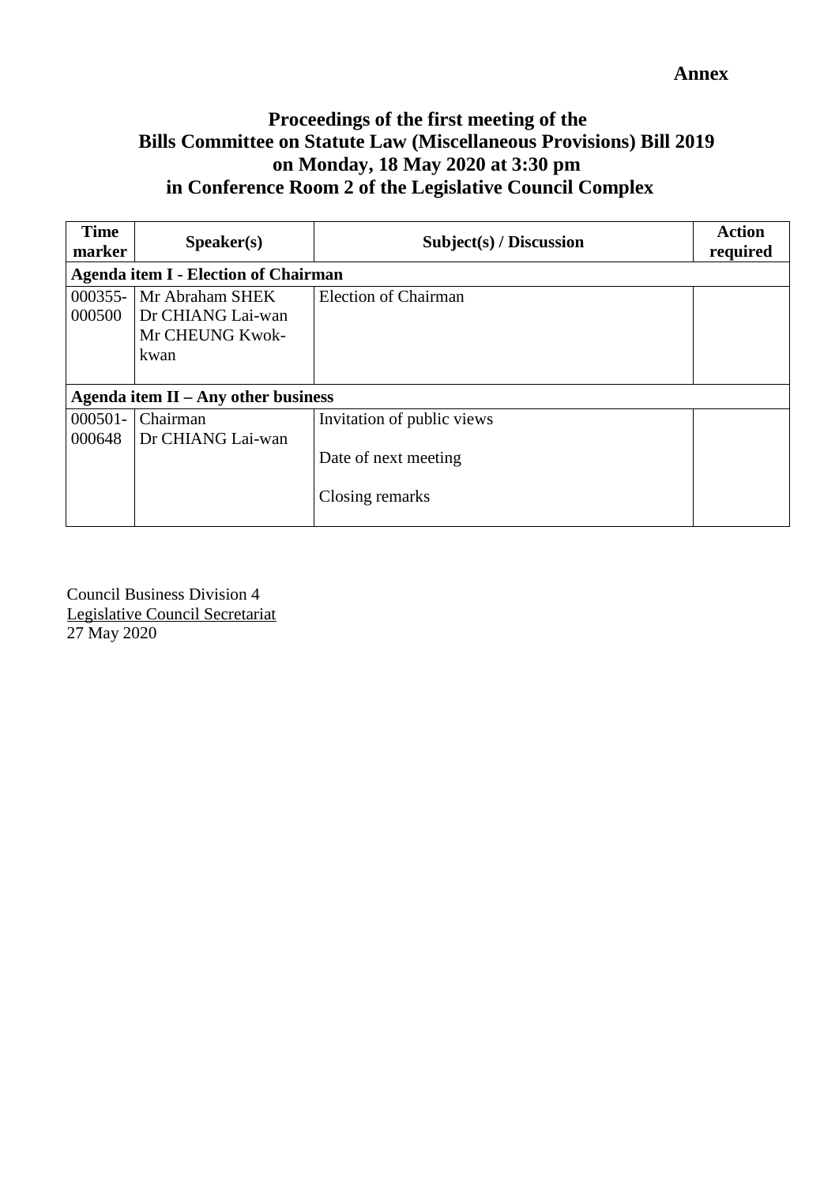**Annex**

# Proceedings of the first meeting of the Bills Committee on Statute Law (Miscellaneous Provisions) Bill 2019 on Monday, 18 May 2020 at 3:30 pm in Conference Room 2 of the Legislative Council Complex

| Time marker | Speaker(s) | Subject(s) / Discussion | Action required |
|---|---|---|---|
| **Agenda item I - Election of Chairman** | | | |
| 000355-000500 | Mr Abraham SHEK<br>Dr CHIANG Lai-wan<br>Mr CHEUNG Kwok-kwan | Election of Chairman | |
| **Agenda item II – Any other business** | | | |
| 000501-000648 | Chairman<br>Dr CHIANG Lai-wan | Invitation of public views<br><br>Date of next meeting<br><br>Closing remarks | |

Council Business Division 4
Legislative Council Secretariat
27 May 2020